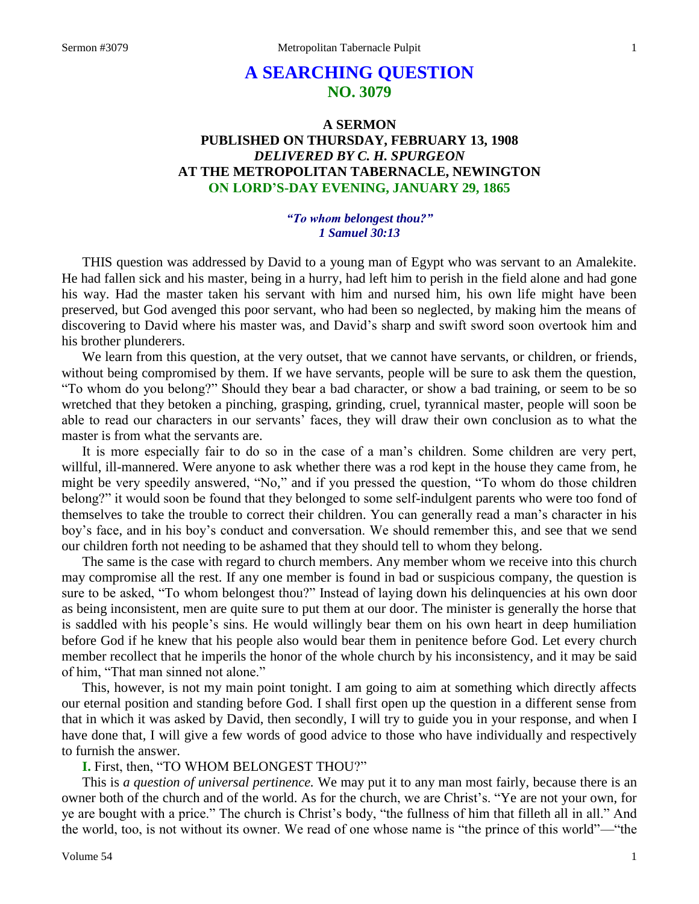# A SEARCHING QUESTION
## NO. 3079

### A SERMON
### PUBLISHED ON THURSDAY, FEBRUARY 13, 1908
### *DELIVERED BY C. H. SPURGEON*
### AT THE METROPOLITAN TABERNACLE, NEWINGTON
### ON LORD'S-DAY EVENING, JANUARY 29, 1865

***"To whom belongest thou?"***
***1 Samuel 30:13***

THIS question was addressed by David to a young man of Egypt who was servant to an Amalekite. He had fallen sick and his master, being in a hurry, had left him to perish in the field alone and had gone his way. Had the master taken his servant with him and nursed him, his own life might have been preserved, but God avenged this poor servant, who had been so neglected, by making him the means of discovering to David where his master was, and David's sharp and swift sword soon overtook him and his brother plunderers.

We learn from this question, at the very outset, that we cannot have servants, or children, or friends, without being compromised by them. If we have servants, people will be sure to ask them the question, "To whom do you belong?" Should they bear a bad character, or show a bad training, or seem to be so wretched that they betoken a pinching, grasping, grinding, cruel, tyrannical master, people will soon be able to read our characters in our servants' faces, they will draw their own conclusion as to what the master is from what the servants are.

It is more especially fair to do so in the case of a man's children. Some children are very pert, willful, ill-mannered. Were anyone to ask whether there was a rod kept in the house they came from, he might be very speedily answered, "No," and if you pressed the question, "To whom do those children belong?" it would soon be found that they belonged to some self-indulgent parents who were too fond of themselves to take the trouble to correct their children. You can generally read a man's character in his boy's face, and in his boy's conduct and conversation. We should remember this, and see that we send our children forth not needing to be ashamed that they should tell to whom they belong.

The same is the case with regard to church members. Any member whom we receive into this church may compromise all the rest. If any one member is found in bad or suspicious company, the question is sure to be asked, "To whom belongest thou?" Instead of laying down his delinquencies at his own door as being inconsistent, men are quite sure to put them at our door. The minister is generally the horse that is saddled with his people's sins. He would willingly bear them on his own heart in deep humiliation before God if he knew that his people also would bear them in penitence before God. Let every church member recollect that he imperils the honor of the whole church by his inconsistency, and it may be said of him, "That man sinned not alone."

This, however, is not my main point tonight. I am going to aim at something which directly affects our eternal position and standing before God. I shall first open up the question in a different sense from that in which it was asked by David, then secondly, I will try to guide you in your response, and when I have done that, I will give a few words of good advice to those who have individually and respectively to furnish the answer.

**I.** First, then, "TO WHOM BELONGEST THOU?"

This is *a question of universal pertinence.* We may put it to any man most fairly, because there is an owner both of the church and of the world. As for the church, we are Christ's. "Ye are not your own, for ye are bought with a price." The church is Christ's body, "the fullness of him that filleth all in all." And the world, too, is not without its owner. We read of one whose name is "the prince of this world"—"the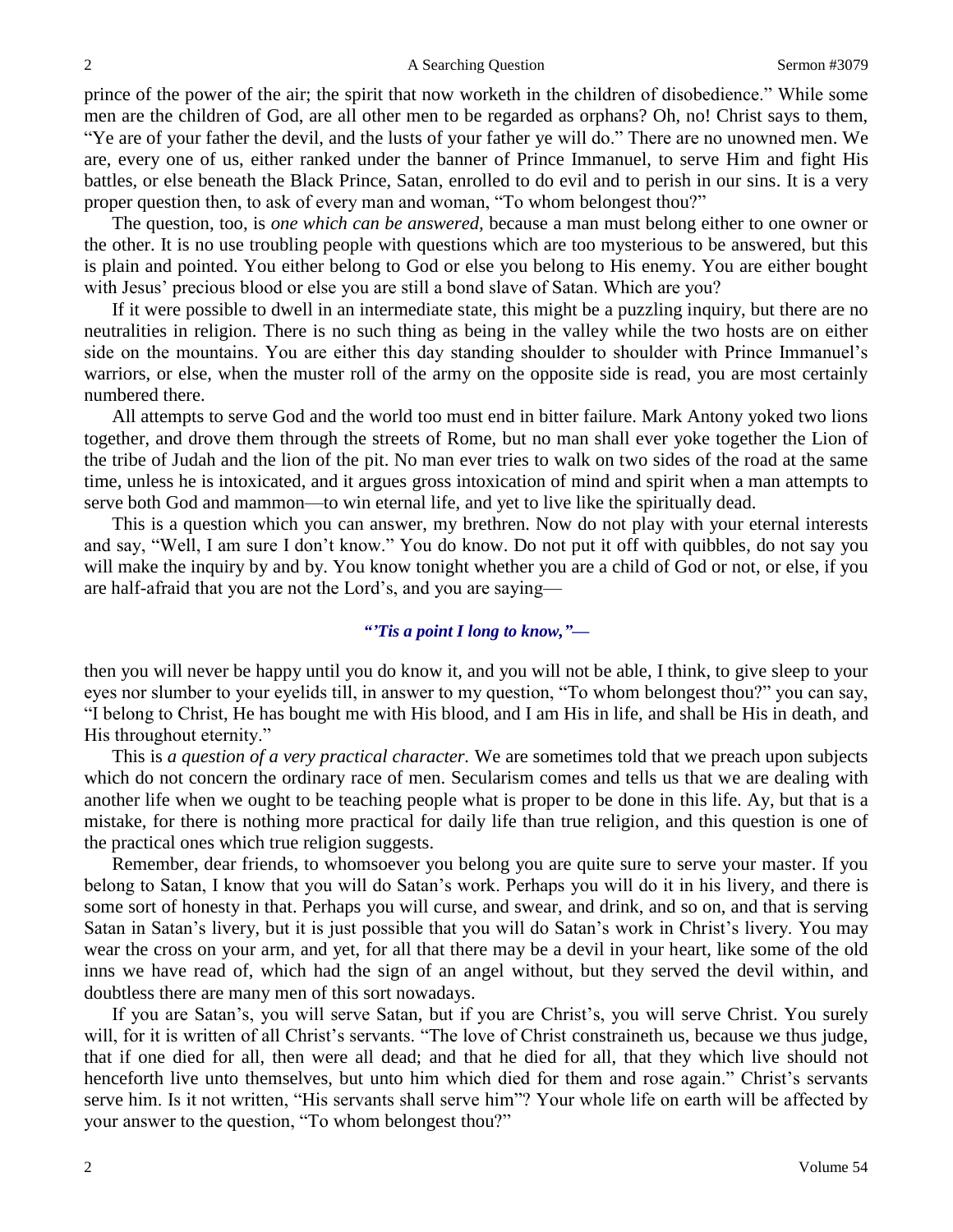prince of the power of the air; the spirit that now worketh in the children of disobedience." While some men are the children of God, are all other men to be regarded as orphans? Oh, no! Christ says to them, "Ye are of your father the devil, and the lusts of your father ye will do." There are no unowned men. We are, every one of us, either ranked under the banner of Prince Immanuel, to serve Him and fight His battles, or else beneath the Black Prince, Satan, enrolled to do evil and to perish in our sins. It is a very proper question then, to ask of every man and woman, "To whom belongest thou?"

The question, too, is *one which can be answered,* because a man must belong either to one owner or the other. It is no use troubling people with questions which are too mysterious to be answered, but this is plain and pointed. You either belong to God or else you belong to His enemy. You are either bought with Jesus' precious blood or else you are still a bond slave of Satan. Which are you?

If it were possible to dwell in an intermediate state, this might be a puzzling inquiry, but there are no neutralities in religion. There is no such thing as being in the valley while the two hosts are on either side on the mountains. You are either this day standing shoulder to shoulder with Prince Immanuel's warriors, or else, when the muster roll of the army on the opposite side is read, you are most certainly numbered there.

All attempts to serve God and the world too must end in bitter failure. Mark Antony yoked two lions together, and drove them through the streets of Rome, but no man shall ever yoke together the Lion of the tribe of Judah and the lion of the pit. No man ever tries to walk on two sides of the road at the same time, unless he is intoxicated, and it argues gross intoxication of mind and spirit when a man attempts to serve both God and mammon—to win eternal life, and yet to live like the spiritually dead.

This is a question which you can answer, my brethren. Now do not play with your eternal interests and say, "Well, I am sure I don't know." You do know. Do not put it off with quibbles, do not say you will make the inquiry by and by. You know tonight whether you are a child of God or not, or else, if you are half-afraid that you are not the Lord's, and you are saying—

***"'Tis a point I long to know,"—***

then you will never be happy until you do know it, and you will not be able, I think, to give sleep to your eyes nor slumber to your eyelids till, in answer to my question, "To whom belongest thou?" you can say, "I belong to Christ, He has bought me with His blood, and I am His in life, and shall be His in death, and His throughout eternity."

This is *a question of a very practical character.* We are sometimes told that we preach upon subjects which do not concern the ordinary race of men. Secularism comes and tells us that we are dealing with another life when we ought to be teaching people what is proper to be done in this life. Ay, but that is a mistake, for there is nothing more practical for daily life than true religion, and this question is one of the practical ones which true religion suggests.

Remember, dear friends, to whomsoever you belong you are quite sure to serve your master. If you belong to Satan, I know that you will do Satan's work. Perhaps you will do it in his livery, and there is some sort of honesty in that. Perhaps you will curse, and swear, and drink, and so on, and that is serving Satan in Satan's livery, but it is just possible that you will do Satan's work in Christ's livery. You may wear the cross on your arm, and yet, for all that there may be a devil in your heart, like some of the old inns we have read of, which had the sign of an angel without, but they served the devil within, and doubtless there are many men of this sort nowadays.

If you are Satan's, you will serve Satan, but if you are Christ's, you will serve Christ. You surely will, for it is written of all Christ's servants. "The love of Christ constraineth us, because we thus judge, that if one died for all, then were all dead; and that he died for all, that they which live should not henceforth live unto themselves, but unto him which died for them and rose again." Christ's servants serve him. Is it not written, "His servants shall serve him"? Your whole life on earth will be affected by your answer to the question, "To whom belongest thou?"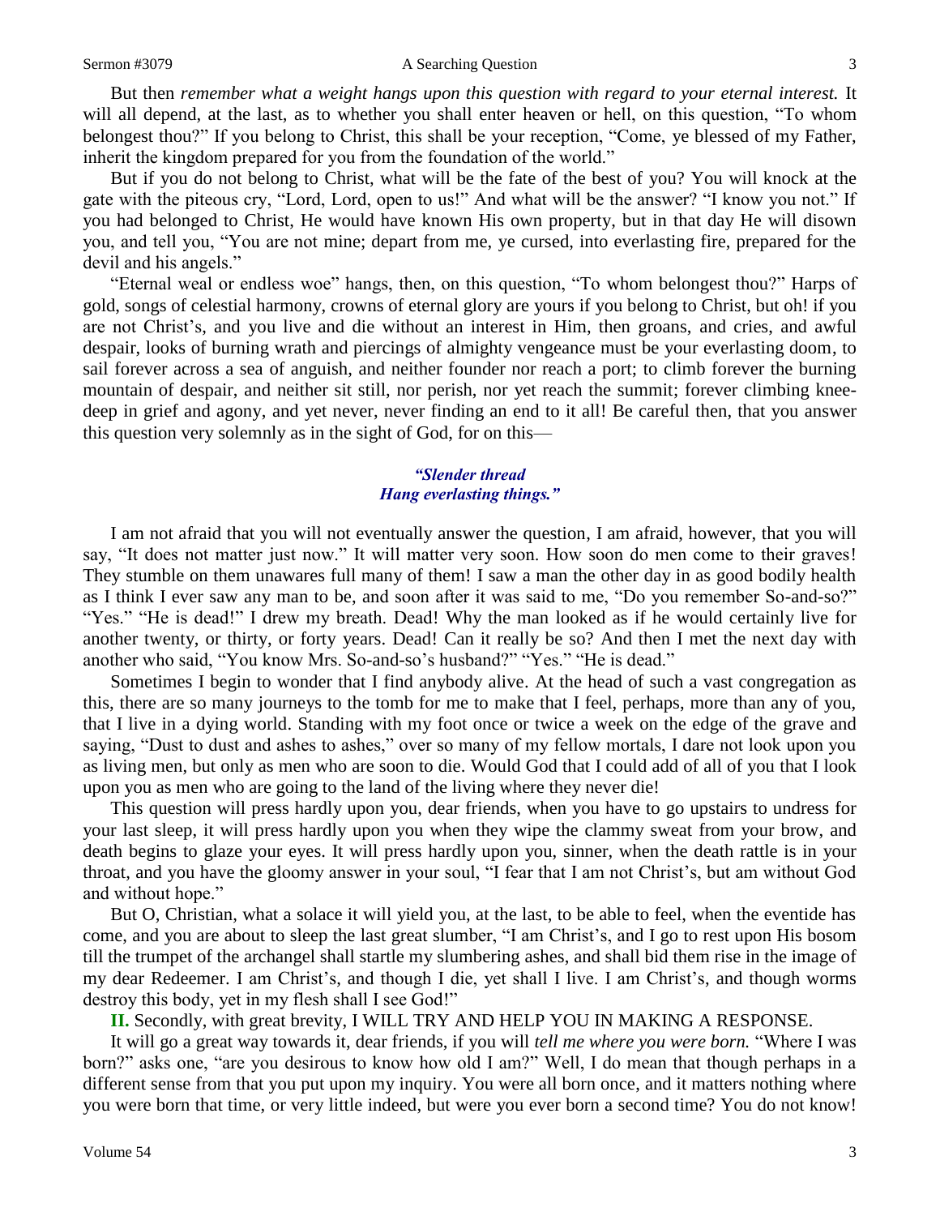But then *remember what a weight hangs upon this question with regard to your eternal interest.* It will all depend, at the last, as to whether you shall enter heaven or hell, on this question, "To whom belongest thou?" If you belong to Christ, this shall be your reception, "Come, ye blessed of my Father, inherit the kingdom prepared for you from the foundation of the world."

But if you do not belong to Christ, what will be the fate of the best of you? You will knock at the gate with the piteous cry, "Lord, Lord, open to us!" And what will be the answer? "I know you not." If you had belonged to Christ, He would have known His own property, but in that day He will disown you, and tell you, "You are not mine; depart from me, ye cursed, into everlasting fire, prepared for the devil and his angels."

"Eternal weal or endless woe" hangs, then, on this question, "To whom belongest thou?" Harps of gold, songs of celestial harmony, crowns of eternal glory are yours if you belong to Christ, but oh! if you are not Christ's, and you live and die without an interest in Him, then groans, and cries, and awful despair, looks of burning wrath and piercings of almighty vengeance must be your everlasting doom, to sail forever across a sea of anguish, and neither founder nor reach a port; to climb forever the burning mountain of despair, and neither sit still, nor perish, nor yet reach the summit; forever climbing knee-deep in grief and agony, and yet never, never finding an end to it all! Be careful then, that you answer this question very solemnly as in the sight of God, for on this—

> ***"Slender thread***
> ***Hang everlasting things."***

I am not afraid that you will not eventually answer the question, I am afraid, however, that you will say, "It does not matter just now." It will matter very soon. How soon do men come to their graves! They stumble on them unawares full many of them! I saw a man the other day in as good bodily health as I think I ever saw any man to be, and soon after it was said to me, "Do you remember So-and-so?" "Yes." "He is dead!" I drew my breath. Dead! Why the man looked as if he would certainly live for another twenty, or thirty, or forty years. Dead! Can it really be so? And then I met the next day with another who said, "You know Mrs. So-and-so's husband?" "Yes." "He is dead."

Sometimes I begin to wonder that I find anybody alive. At the head of such a vast congregation as this, there are so many journeys to the tomb for me to make that I feel, perhaps, more than any of you, that I live in a dying world. Standing with my foot once or twice a week on the edge of the grave and saying, "Dust to dust and ashes to ashes," over so many of my fellow mortals, I dare not look upon you as living men, but only as men who are soon to die. Would God that I could add of all of you that I look upon you as men who are going to the land of the living where they never die!

This question will press hardly upon you, dear friends, when you have to go upstairs to undress for your last sleep, it will press hardly upon you when they wipe the clammy sweat from your brow, and death begins to glaze your eyes. It will press hardly upon you, sinner, when the death rattle is in your throat, and you have the gloomy answer in your soul, "I fear that I am not Christ's, but am without God and without hope."

But O, Christian, what a solace it will yield you, at the last, to be able to feel, when the eventide has come, and you are about to sleep the last great slumber, "I am Christ's, and I go to rest upon His bosom till the trumpet of the archangel shall startle my slumbering ashes, and shall bid them rise in the image of my dear Redeemer. I am Christ's, and though I die, yet shall I live. I am Christ's, and though worms destroy this body, yet in my flesh shall I see God!"

**II.** Secondly, with great brevity, I WILL TRY AND HELP YOU IN MAKING A RESPONSE.

It will go a great way towards it, dear friends, if you will *tell me where you were born.* "Where I was born?" asks one, "are you desirous to know how old I am?" Well, I do mean that though perhaps in a different sense from that you put upon my inquiry. You were all born once, and it matters nothing where you were born that time, or very little indeed, but were you ever born a second time? You do not know!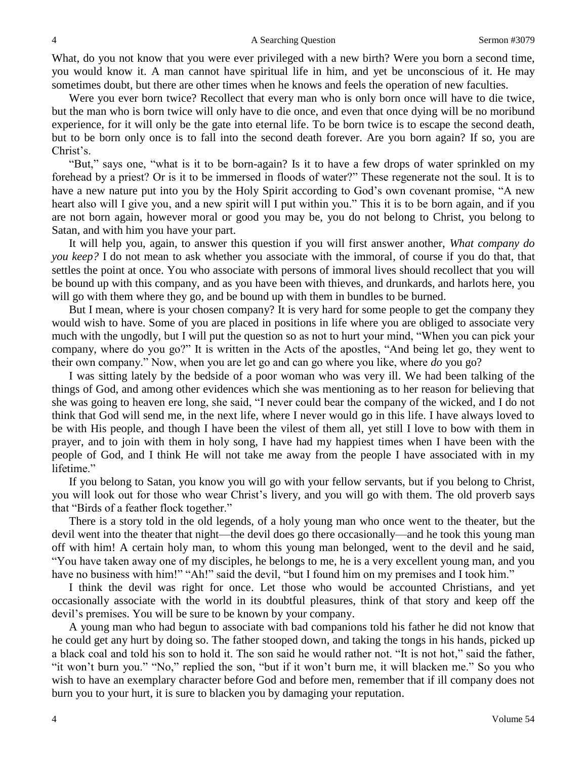What, do you not know that you were ever privileged with a new birth? Were you born a second time, you would know it. A man cannot have spiritual life in him, and yet be unconscious of it. He may sometimes doubt, but there are other times when he knows and feels the operation of new faculties.

Were you ever born twice? Recollect that every man who is only born once will have to die twice, but the man who is born twice will only have to die once, and even that once dying will be no moribund experience, for it will only be the gate into eternal life. To be born twice is to escape the second death, but to be born only once is to fall into the second death forever. Are you born again? If so, you are Christ's.

"But," says one, "what is it to be born-again? Is it to have a few drops of water sprinkled on my forehead by a priest? Or is it to be immersed in floods of water?" These regenerate not the soul. It is to have a new nature put into you by the Holy Spirit according to God's own covenant promise, "A new heart also will I give you, and a new spirit will I put within you." This it is to be born again, and if you are not born again, however moral or good you may be, you do not belong to Christ, you belong to Satan, and with him you have your part.

It will help you, again, to answer this question if you will first answer another, *What company do you keep?* I do not mean to ask whether you associate with the immoral, of course if you do that, that settles the point at once. You who associate with persons of immoral lives should recollect that you will be bound up with this company, and as you have been with thieves, and drunkards, and harlots here, you will go with them where they go, and be bound up with them in bundles to be burned.

But I mean, where is your chosen company? It is very hard for some people to get the company they would wish to have. Some of you are placed in positions in life where you are obliged to associate very much with the ungodly, but I will put the question so as not to hurt your mind, "When you can pick your company, where do you go?" It is written in the Acts of the apostles, "And being let go, they went to their own company." Now, when you are let go and can go where you like, where *do* you go?

I was sitting lately by the bedside of a poor woman who was very ill. We had been talking of the things of God, and among other evidences which she was mentioning as to her reason for believing that she was going to heaven ere long, she said, "I never could bear the company of the wicked, and I do not think that God will send me, in the next life, where I never would go in this life. I have always loved to be with His people, and though I have been the vilest of them all, yet still I love to bow with them in prayer, and to join with them in holy song, I have had my happiest times when I have been with the people of God, and I think He will not take me away from the people I have associated with in my lifetime."

If you belong to Satan, you know you will go with your fellow servants, but if you belong to Christ, you will look out for those who wear Christ's livery, and you will go with them. The old proverb says that "Birds of a feather flock together."

There is a story told in the old legends, of a holy young man who once went to the theater, but the devil went into the theater that night—the devil does go there occasionally—and he took this young man off with him! A certain holy man, to whom this young man belonged, went to the devil and he said, "You have taken away one of my disciples, he belongs to me, he is a very excellent young man, and you have no business with him!" "Ah!" said the devil, "but I found him on my premises and I took him."

I think the devil was right for once. Let those who would be accounted Christians, and yet occasionally associate with the world in its doubtful pleasures, think of that story and keep off the devil's premises. You will be sure to be known by your company.

A young man who had begun to associate with bad companions told his father he did not know that he could get any hurt by doing so. The father stooped down, and taking the tongs in his hands, picked up a black coal and told his son to hold it. The son said he would rather not. "It is not hot," said the father, "it won't burn you." "No," replied the son, "but if it won't burn me, it will blacken me." So you who wish to have an exemplary character before God and before men, remember that if ill company does not burn you to your hurt, it is sure to blacken you by damaging your reputation.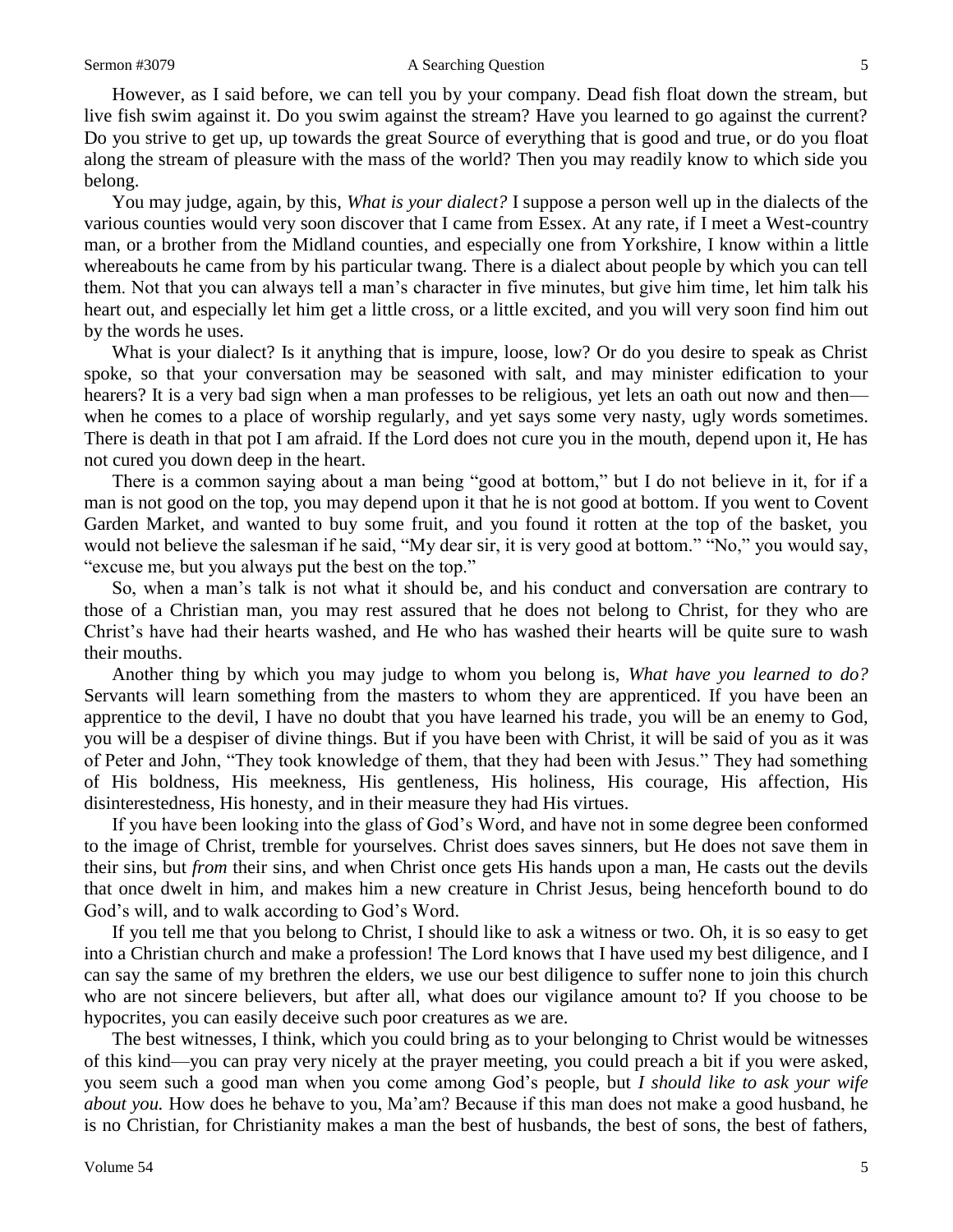However, as I said before, we can tell you by your company. Dead fish float down the stream, but live fish swim against it. Do you swim against the stream? Have you learned to go against the current? Do you strive to get up, up towards the great Source of everything that is good and true, or do you float along the stream of pleasure with the mass of the world? Then you may readily know to which side you belong.

You may judge, again, by this, *What is your dialect?* I suppose a person well up in the dialects of the various counties would very soon discover that I came from Essex. At any rate, if I meet a West-country man, or a brother from the Midland counties, and especially one from Yorkshire, I know within a little whereabouts he came from by his particular twang. There is a dialect about people by which you can tell them. Not that you can always tell a man's character in five minutes, but give him time, let him talk his heart out, and especially let him get a little cross, or a little excited, and you will very soon find him out by the words he uses.

What is your dialect? Is it anything that is impure, loose, low? Or do you desire to speak as Christ spoke, so that your conversation may be seasoned with salt, and may minister edification to your hearers? It is a very bad sign when a man professes to be religious, yet lets an oath out now and then—when he comes to a place of worship regularly, and yet says some very nasty, ugly words sometimes. There is death in that pot I am afraid. If the Lord does not cure you in the mouth, depend upon it, He has not cured you down deep in the heart.

There is a common saying about a man being "good at bottom," but I do not believe in it, for if a man is not good on the top, you may depend upon it that he is not good at bottom. If you went to Covent Garden Market, and wanted to buy some fruit, and you found it rotten at the top of the basket, you would not believe the salesman if he said, "My dear sir, it is very good at bottom." "No," you would say, "excuse me, but you always put the best on the top."

So, when a man's talk is not what it should be, and his conduct and conversation are contrary to those of a Christian man, you may rest assured that he does not belong to Christ, for they who are Christ's have had their hearts washed, and He who has washed their hearts will be quite sure to wash their mouths.

Another thing by which you may judge to whom you belong is, *What have you learned to do?* Servants will learn something from the masters to whom they are apprenticed. If you have been an apprentice to the devil, I have no doubt that you have learned his trade, you will be an enemy to God, you will be a despiser of divine things. But if you have been with Christ, it will be said of you as it was of Peter and John, "They took knowledge of them, that they had been with Jesus." They had something of His boldness, His meekness, His gentleness, His holiness, His courage, His affection, His disinterestedness, His honesty, and in their measure they had His virtues.

If you have been looking into the glass of God's Word, and have not in some degree been conformed to the image of Christ, tremble for yourselves. Christ does saves sinners, but He does not save them in their sins, but *from* their sins, and when Christ once gets His hands upon a man, He casts out the devils that once dwelt in him, and makes him a new creature in Christ Jesus, being henceforth bound to do God's will, and to walk according to God's Word.

If you tell me that you belong to Christ, I should like to ask a witness or two. Oh, it is so easy to get into a Christian church and make a profession! The Lord knows that I have used my best diligence, and I can say the same of my brethren the elders, we use our best diligence to suffer none to join this church who are not sincere believers, but after all, what does our vigilance amount to? If you choose to be hypocrites, you can easily deceive such poor creatures as we are.

The best witnesses, I think, which you could bring as to your belonging to Christ would be witnesses of this kind—you can pray very nicely at the prayer meeting, you could preach a bit if you were asked, you seem such a good man when you come among God's people, but *I should like to ask your wife about you.* How does he behave to you, Ma'am? Because if this man does not make a good husband, he is no Christian, for Christianity makes a man the best of husbands, the best of sons, the best of fathers,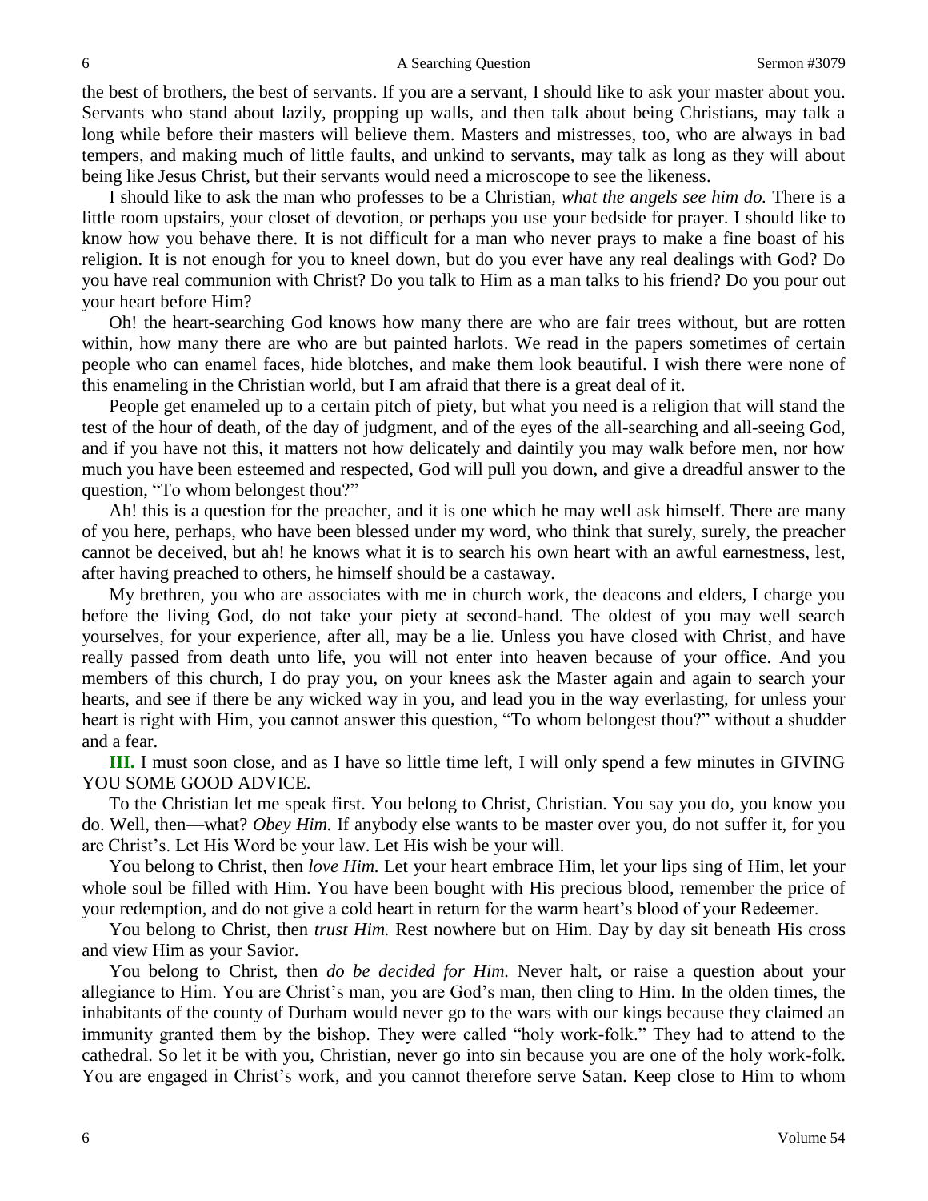the best of brothers, the best of servants. If you are a servant, I should like to ask your master about you. Servants who stand about lazily, propping up walls, and then talk about being Christians, may talk a long while before their masters will believe them. Masters and mistresses, too, who are always in bad tempers, and making much of little faults, and unkind to servants, may talk as long as they will about being like Jesus Christ, but their servants would need a microscope to see the likeness.

I should like to ask the man who professes to be a Christian, *what the angels see him do.* There is a little room upstairs, your closet of devotion, or perhaps you use your bedside for prayer. I should like to know how you behave there. It is not difficult for a man who never prays to make a fine boast of his religion. It is not enough for you to kneel down, but do you ever have any real dealings with God? Do you have real communion with Christ? Do you talk to Him as a man talks to his friend? Do you pour out your heart before Him?

Oh! the heart-searching God knows how many there are who are fair trees without, but are rotten within, how many there are who are but painted harlots. We read in the papers sometimes of certain people who can enamel faces, hide blotches, and make them look beautiful. I wish there were none of this enameling in the Christian world, but I am afraid that there is a great deal of it.

People get enameled up to a certain pitch of piety, but what you need is a religion that will stand the test of the hour of death, of the day of judgment, and of the eyes of the all-searching and all-seeing God, and if you have not this, it matters not how delicately and daintily you may walk before men, nor how much you have been esteemed and respected, God will pull you down, and give a dreadful answer to the question, "To whom belongest thou?"

Ah! this is a question for the preacher, and it is one which he may well ask himself. There are many of you here, perhaps, who have been blessed under my word, who think that surely, surely, the preacher cannot be deceived, but ah! he knows what it is to search his own heart with an awful earnestness, lest, after having preached to others, he himself should be a castaway.

My brethren, you who are associates with me in church work, the deacons and elders, I charge you before the living God, do not take your piety at second-hand. The oldest of you may well search yourselves, for your experience, after all, may be a lie. Unless you have closed with Christ, and have really passed from death unto life, you will not enter into heaven because of your office. And you members of this church, I do pray you, on your knees ask the Master again and again to search your hearts, and see if there be any wicked way in you, and lead you in the way everlasting, for unless your heart is right with Him, you cannot answer this question, "To whom belongest thou?" without a shudder and a fear.

**III.** I must soon close, and as I have so little time left, I will only spend a few minutes in GIVING YOU SOME GOOD ADVICE.

To the Christian let me speak first. You belong to Christ, Christian. You say you do, you know you do. Well, then—what? *Obey Him.* If anybody else wants to be master over you, do not suffer it, for you are Christ's. Let His Word be your law. Let His wish be your will.

You belong to Christ, then *love Him.* Let your heart embrace Him, let your lips sing of Him, let your whole soul be filled with Him. You have been bought with His precious blood, remember the price of your redemption, and do not give a cold heart in return for the warm heart's blood of your Redeemer.

You belong to Christ, then *trust Him.* Rest nowhere but on Him. Day by day sit beneath His cross and view Him as your Savior.

You belong to Christ, then *do be decided for Him.* Never halt, or raise a question about your allegiance to Him. You are Christ's man, you are God's man, then cling to Him. In the olden times, the inhabitants of the county of Durham would never go to the wars with our kings because they claimed an immunity granted them by the bishop. They were called "holy work-folk." They had to attend to the cathedral. So let it be with you, Christian, never go into sin because you are one of the holy work-folk. You are engaged in Christ's work, and you cannot therefore serve Satan. Keep close to Him to whom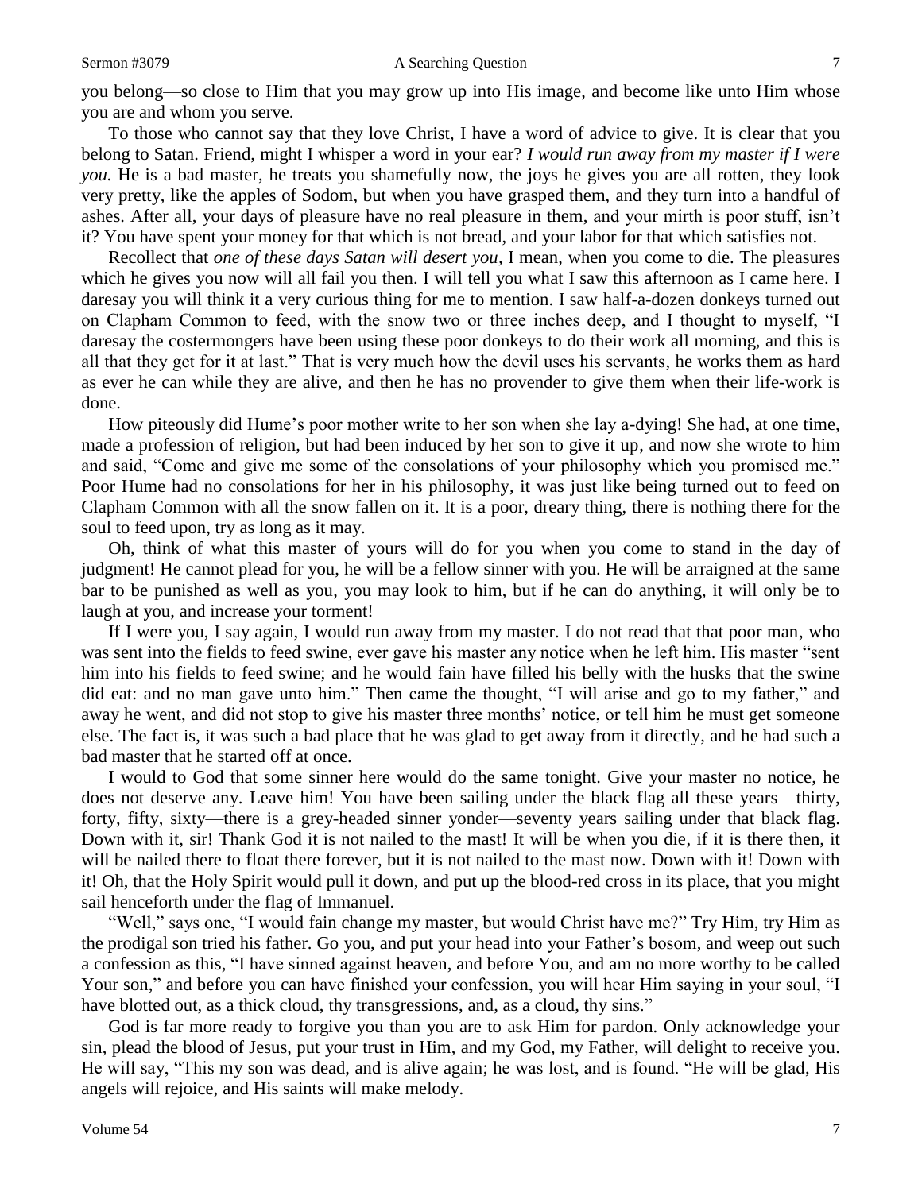you belong—so close to Him that you may grow up into His image, and become like unto Him whose you are and whom you serve.

To those who cannot say that they love Christ, I have a word of advice to give. It is clear that you belong to Satan. Friend, might I whisper a word in your ear? *I would run away from my master if I were you.* He is a bad master, he treats you shamefully now, the joys he gives you are all rotten, they look very pretty, like the apples of Sodom, but when you have grasped them, and they turn into a handful of ashes. After all, your days of pleasure have no real pleasure in them, and your mirth is poor stuff, isn't it? You have spent your money for that which is not bread, and your labor for that which satisfies not.

Recollect that *one of these days Satan will desert you*, I mean, when you come to die. The pleasures which he gives you now will all fail you then. I will tell you what I saw this afternoon as I came here. I daresay you will think it a very curious thing for me to mention. I saw half-a-dozen donkeys turned out on Clapham Common to feed, with the snow two or three inches deep, and I thought to myself, "I daresay the costermongers have been using these poor donkeys to do their work all morning, and this is all that they get for it at last." That is very much how the devil uses his servants, he works them as hard as ever he can while they are alive, and then he has no provender to give them when their life-work is done.

How piteously did Hume's poor mother write to her son when she lay a-dying! She had, at one time, made a profession of religion, but had been induced by her son to give it up, and now she wrote to him and said, "Come and give me some of the consolations of your philosophy which you promised me." Poor Hume had no consolations for her in his philosophy, it was just like being turned out to feed on Clapham Common with all the snow fallen on it. It is a poor, dreary thing, there is nothing there for the soul to feed upon, try as long as it may.

Oh, think of what this master of yours will do for you when you come to stand in the day of judgment! He cannot plead for you, he will be a fellow sinner with you. He will be arraigned at the same bar to be punished as well as you, you may look to him, but if he can do anything, it will only be to laugh at you, and increase your torment!

If I were you, I say again, I would run away from my master. I do not read that that poor man, who was sent into the fields to feed swine, ever gave his master any notice when he left him. His master "sent him into his fields to feed swine; and he would fain have filled his belly with the husks that the swine did eat: and no man gave unto him." Then came the thought, "I will arise and go to my father," and away he went, and did not stop to give his master three months' notice, or tell him he must get someone else. The fact is, it was such a bad place that he was glad to get away from it directly, and he had such a bad master that he started off at once.

I would to God that some sinner here would do the same tonight. Give your master no notice, he does not deserve any. Leave him! You have been sailing under the black flag all these years—thirty, forty, fifty, sixty—there is a grey-headed sinner yonder—seventy years sailing under that black flag. Down with it, sir! Thank God it is not nailed to the mast! It will be when you die, if it is there then, it will be nailed there to float there forever, but it is not nailed to the mast now. Down with it! Down with it! Oh, that the Holy Spirit would pull it down, and put up the blood-red cross in its place, that you might sail henceforth under the flag of Immanuel.

"Well," says one, "I would fain change my master, but would Christ have me?" Try Him, try Him as the prodigal son tried his father. Go you, and put your head into your Father's bosom, and weep out such a confession as this, "I have sinned against heaven, and before You, and am no more worthy to be called Your son," and before you can have finished your confession, you will hear Him saying in your soul, "I have blotted out, as a thick cloud, thy transgressions, and, as a cloud, thy sins."

God is far more ready to forgive you than you are to ask Him for pardon. Only acknowledge your sin, plead the blood of Jesus, put your trust in Him, and my God, my Father, will delight to receive you. He will say, "This my son was dead, and is alive again; he was lost, and is found. "He will be glad, His angels will rejoice, and His saints will make melody.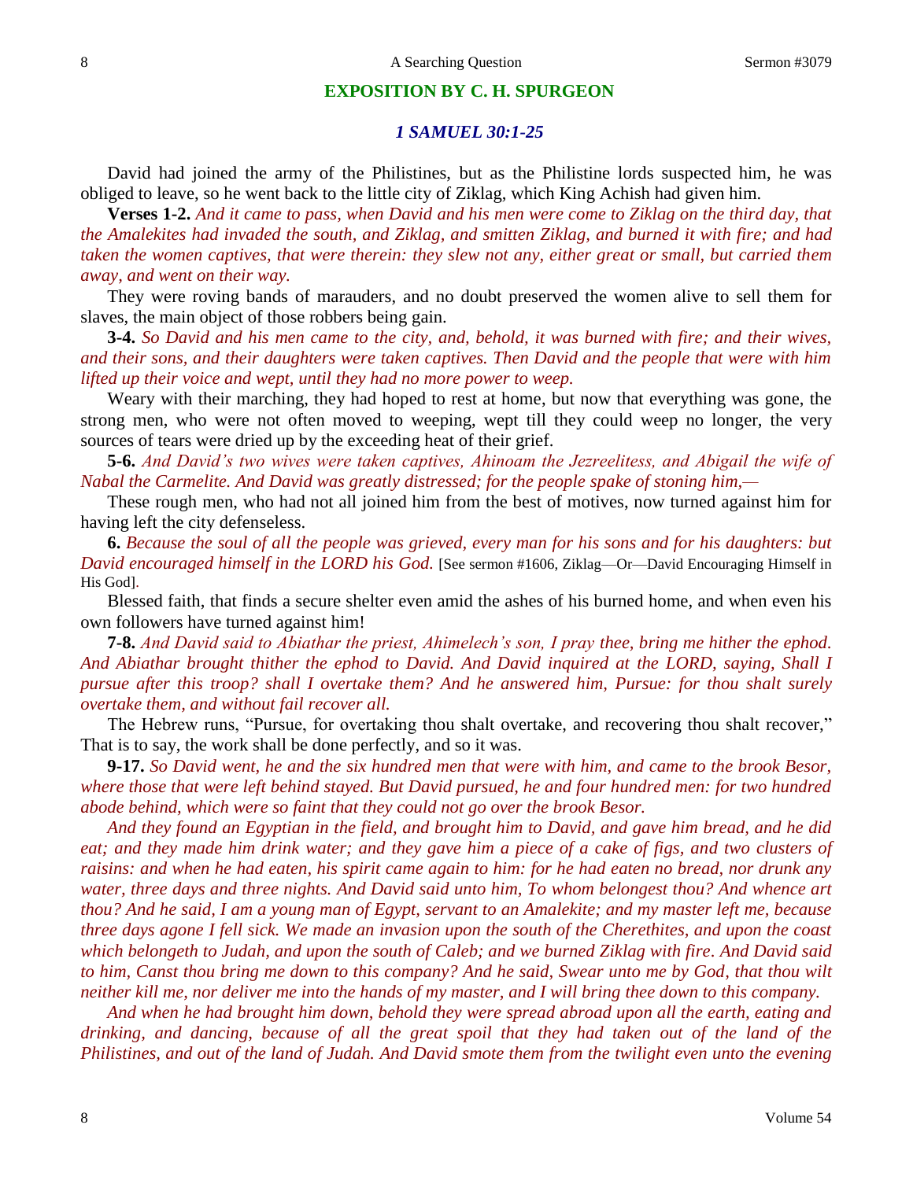## EXPOSITION BY C. H. SPURGEON

### *1 SAMUEL 30:1-25*

David had joined the army of the Philistines, but as the Philistine lords suspected him, he was obliged to leave, so he went back to the little city of Ziklag, which King Achish had given him.

**Verses 1-2.** *And it came to pass, when David and his men were come to Ziklag on the third day, that the Amalekites had invaded the south, and Ziklag, and smitten Ziklag, and burned it with fire; and had taken the women captives, that were therein: they slew not any, either great or small, but carried them away, and went on their way.*

They were roving bands of marauders, and no doubt preserved the women alive to sell them for slaves, the main object of those robbers being gain.

**3-4.** *So David and his men came to the city, and, behold, it was burned with fire; and their wives, and their sons, and their daughters were taken captives. Then David and the people that were with him lifted up their voice and wept, until they had no more power to weep.*

Weary with their marching, they had hoped to rest at home, but now that everything was gone, the strong men, who were not often moved to weeping, wept till they could weep no longer, the very sources of tears were dried up by the exceeding heat of their grief.

**5-6.** *And David's two wives were taken captives, Ahinoam the Jezreelitess, and Abigail the wife of Nabal the Carmelite. And David was greatly distressed; for the people spake of stoning him,—*

These rough men, who had not all joined him from the best of motives, now turned against him for having left the city defenseless.

**6.** *Because the soul of all the people was grieved, every man for his sons and for his daughters: but David encouraged himself in the LORD his God.* [See sermon #1606, Ziklag—Or—David Encouraging Himself in His God].

Blessed faith, that finds a secure shelter even amid the ashes of his burned home, and when even his own followers have turned against him!

**7-8.** *And David said to Abiathar the priest, Ahimelech's son, I pray thee, bring me hither the ephod. And Abiathar brought thither the ephod to David. And David inquired at the LORD, saying, Shall I pursue after this troop? shall I overtake them? And he answered him, Pursue: for thou shalt surely overtake them, and without fail recover all.*

The Hebrew runs, "Pursue, for overtaking thou shalt overtake, and recovering thou shalt recover," That is to say, the work shall be done perfectly, and so it was.

**9-17.** *So David went, he and the six hundred men that were with him, and came to the brook Besor, where those that were left behind stayed. But David pursued, he and four hundred men: for two hundred abode behind, which were so faint that they could not go over the brook Besor.*

*And they found an Egyptian in the field, and brought him to David, and gave him bread, and he did eat; and they made him drink water; and they gave him a piece of a cake of figs, and two clusters of raisins: and when he had eaten, his spirit came again to him: for he had eaten no bread, nor drunk any water, three days and three nights. And David said unto him, To whom belongest thou? And whence art thou? And he said, I am a young man of Egypt, servant to an Amalekite; and my master left me, because three days agone I fell sick. We made an invasion upon the south of the Cherethites, and upon the coast which belongeth to Judah, and upon the south of Caleb; and we burned Ziklag with fire. And David said to him, Canst thou bring me down to this company? And he said, Swear unto me by God, that thou wilt neither kill me, nor deliver me into the hands of my master, and I will bring thee down to this company.*

*And when he had brought him down, behold they were spread abroad upon all the earth, eating and drinking, and dancing, because of all the great spoil that they had taken out of the land of the Philistines, and out of the land of Judah. And David smote them from the twilight even unto the evening*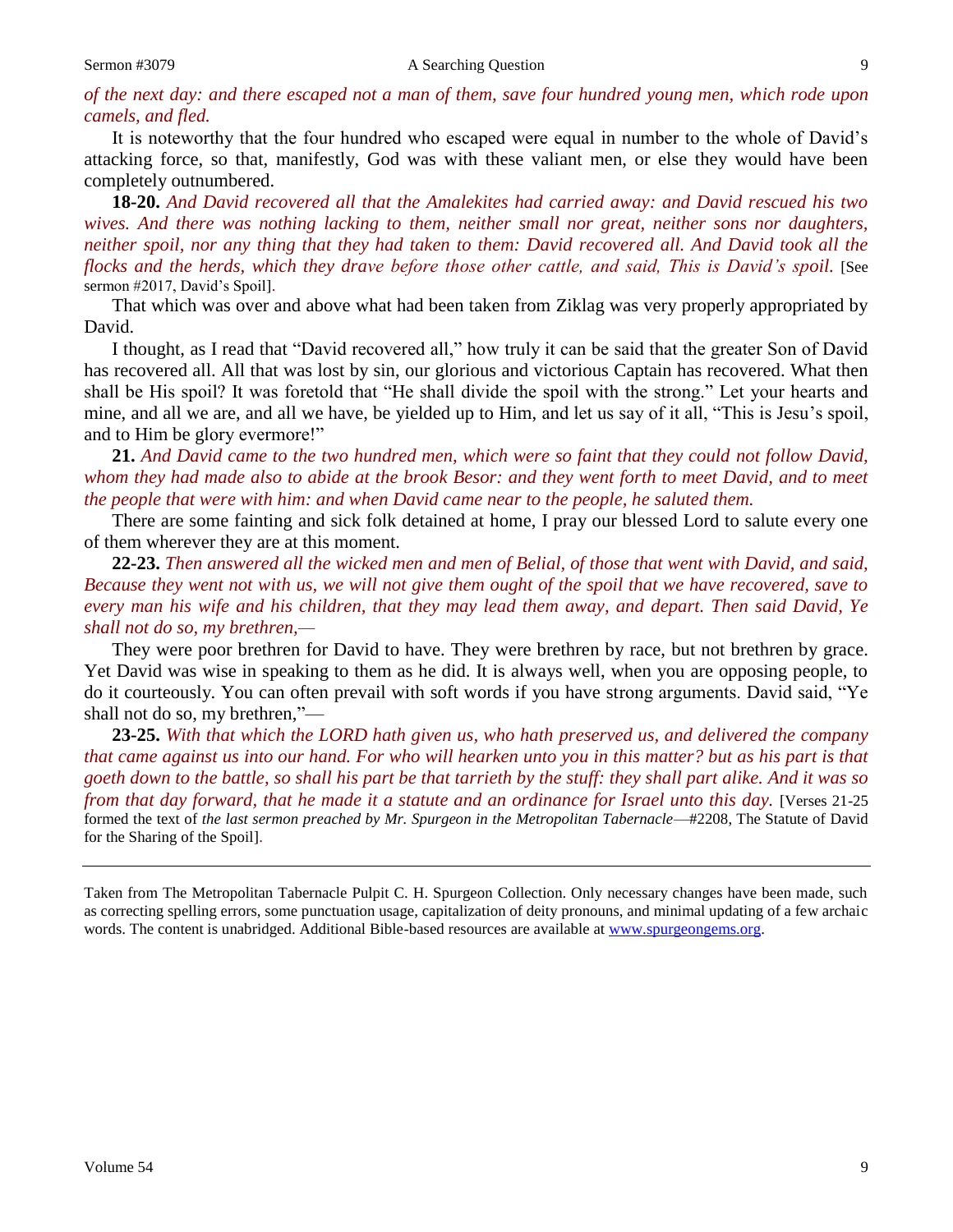*of the next day: and there escaped not a man of them, save four hundred young men, which rode upon camels, and fled.*

It is noteworthy that the four hundred who escaped were equal in number to the whole of David's attacking force, so that, manifestly, God was with these valiant men, or else they would have been completely outnumbered.

**18-20.** *And David recovered all that the Amalekites had carried away: and David rescued his two wives. And there was nothing lacking to them, neither small nor great, neither sons nor daughters, neither spoil, nor any thing that they had taken to them: David recovered all. And David took all the flocks and the herds, which they drave before those other cattle, and said, This is David's spoil.* [See sermon #2017, David's Spoil].

That which was over and above what had been taken from Ziklag was very properly appropriated by David.

I thought, as I read that "David recovered all," how truly it can be said that the greater Son of David has recovered all. All that was lost by sin, our glorious and victorious Captain has recovered. What then shall be His spoil? It was foretold that "He shall divide the spoil with the strong." Let your hearts and mine, and all we are, and all we have, be yielded up to Him, and let us say of it all, "This is Jesu's spoil, and to Him be glory evermore!"

**21.** *And David came to the two hundred men, which were so faint that they could not follow David, whom they had made also to abide at the brook Besor: and they went forth to meet David, and to meet the people that were with him: and when David came near to the people, he saluted them.*

There are some fainting and sick folk detained at home, I pray our blessed Lord to salute every one of them wherever they are at this moment.

**22-23.** *Then answered all the wicked men and men of Belial, of those that went with David, and said, Because they went not with us, we will not give them ought of the spoil that we have recovered, save to every man his wife and his children, that they may lead them away, and depart. Then said David, Ye shall not do so, my brethren,—*

They were poor brethren for David to have. They were brethren by race, but not brethren by grace. Yet David was wise in speaking to them as he did. It is always well, when you are opposing people, to do it courteously. You can often prevail with soft words if you have strong arguments. David said, "Ye shall not do so, my brethren,"—

**23-25.** *With that which the LORD hath given us, who hath preserved us, and delivered the company that came against us into our hand. For who will hearken unto you in this matter? but as his part is that goeth down to the battle, so shall his part be that tarrieth by the stuff: they shall part alike. And it was so from that day forward, that he made it a statute and an ordinance for Israel unto this day.* [Verses 21-25 formed the text of *the last sermon preached by Mr. Spurgeon in the Metropolitan Tabernacle*—#2208, The Statute of David for the Sharing of the Spoil].

---

Taken from The Metropolitan Tabernacle Pulpit C. H. Spurgeon Collection. Only necessary changes have been made, such as correcting spelling errors, some punctuation usage, capitalization of deity pronouns, and minimal updating of a few archaic words. The content is unabridged. Additional Bible-based resources are available at www.spurgeongems.org.